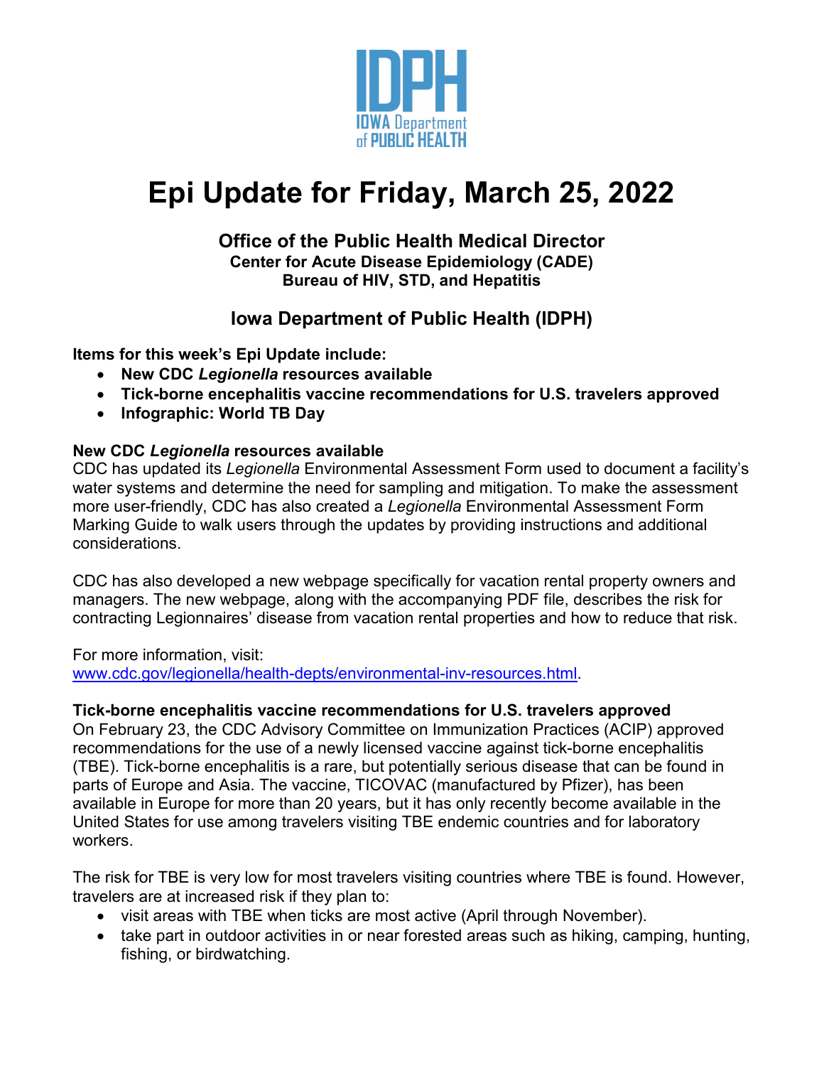# Epi Update for Friday, March 25, 2022

### Office of the Public Health Medical Director
**Center for Acute Disease Epidemiology (CADE)**
**Bureau of HIV, STD, and Hepatitis**

### Iowa Department of Public Health (IDPH)

**Items for this week's Epi Update include:**

- **New CDC *Legionella* resources available**
- **Tick-borne encephalitis vaccine recommendations for U.S. travelers approved**
- **Infographic: World TB Day**

## New CDC *Legionella* resources available

CDC has updated its *Legionella* Environmental Assessment Form used to document a facility's water systems and determine the need for sampling and mitigation. To make the assessment more user-friendly, CDC has also created a *Legionella* Environmental Assessment Form Marking Guide to walk users through the updates by providing instructions and additional considerations.

CDC has also developed a new webpage specifically for vacation rental property owners and managers. The new webpage, along with the accompanying PDF file, describes the risk for contracting Legionnaires' disease from vacation rental properties and how to reduce that risk.

For more information, visit:
www.cdc.gov/legionella/health-depts/environmental-inv-resources.html.

## Tick-borne encephalitis vaccine recommendations for U.S. travelers approved

On February 23, the CDC Advisory Committee on Immunization Practices (ACIP) approved recommendations for the use of a newly licensed vaccine against tick-borne encephalitis (TBE). Tick-borne encephalitis is a rare, but potentially serious disease that can be found in parts of Europe and Asia. The vaccine, TICOVAC (manufactured by Pfizer), has been available in Europe for more than 20 years, but it has only recently become available in the United States for use among travelers visiting TBE endemic countries and for laboratory workers.

The risk for TBE is very low for most travelers visiting countries where TBE is found. However, travelers are at increased risk if they plan to:

- visit areas with TBE when ticks are most active (April through November).
- take part in outdoor activities in or near forested areas such as hiking, camping, hunting, fishing, or birdwatching.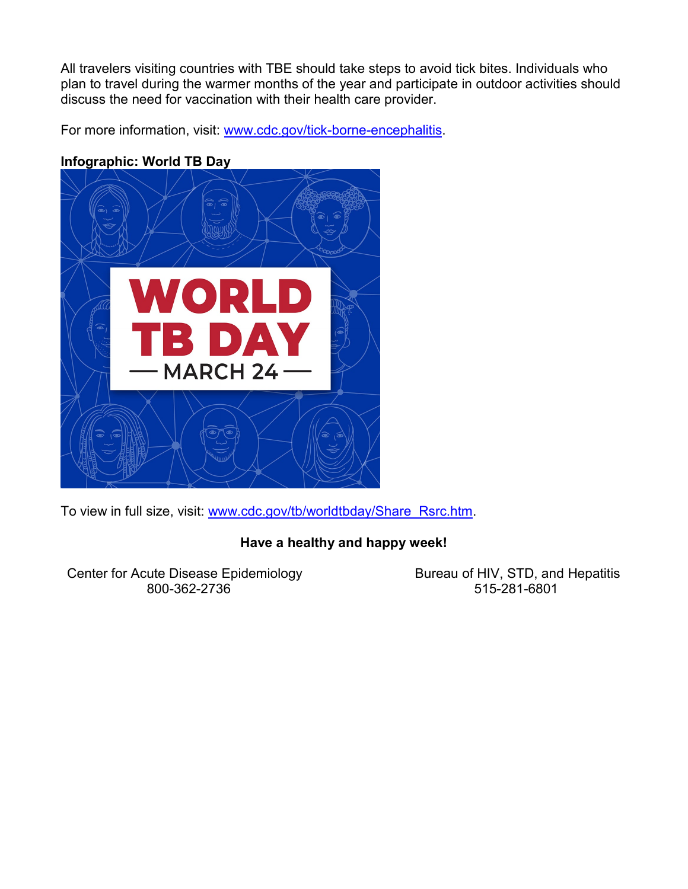All travelers visiting countries with TBE should take steps to avoid tick bites. Individuals who plan to travel during the warmer months of the year and participate in outdoor activities should discuss the need for vaccination with their health care provider.

For more information, visit: www.cdc.gov/tick-borne-encephalitis.

**Infographic: World TB Day**

WORLD TB DAY
— MARCH 24 —

To view in full size, visit: www.cdc.gov/tb/worldtbday/Share_Rsrc.htm.

**Have a healthy and happy week!**

Center for Acute Disease Epidemiology
800-362-2736

Bureau of HIV, STD, and Hepatitis
515-281-6801